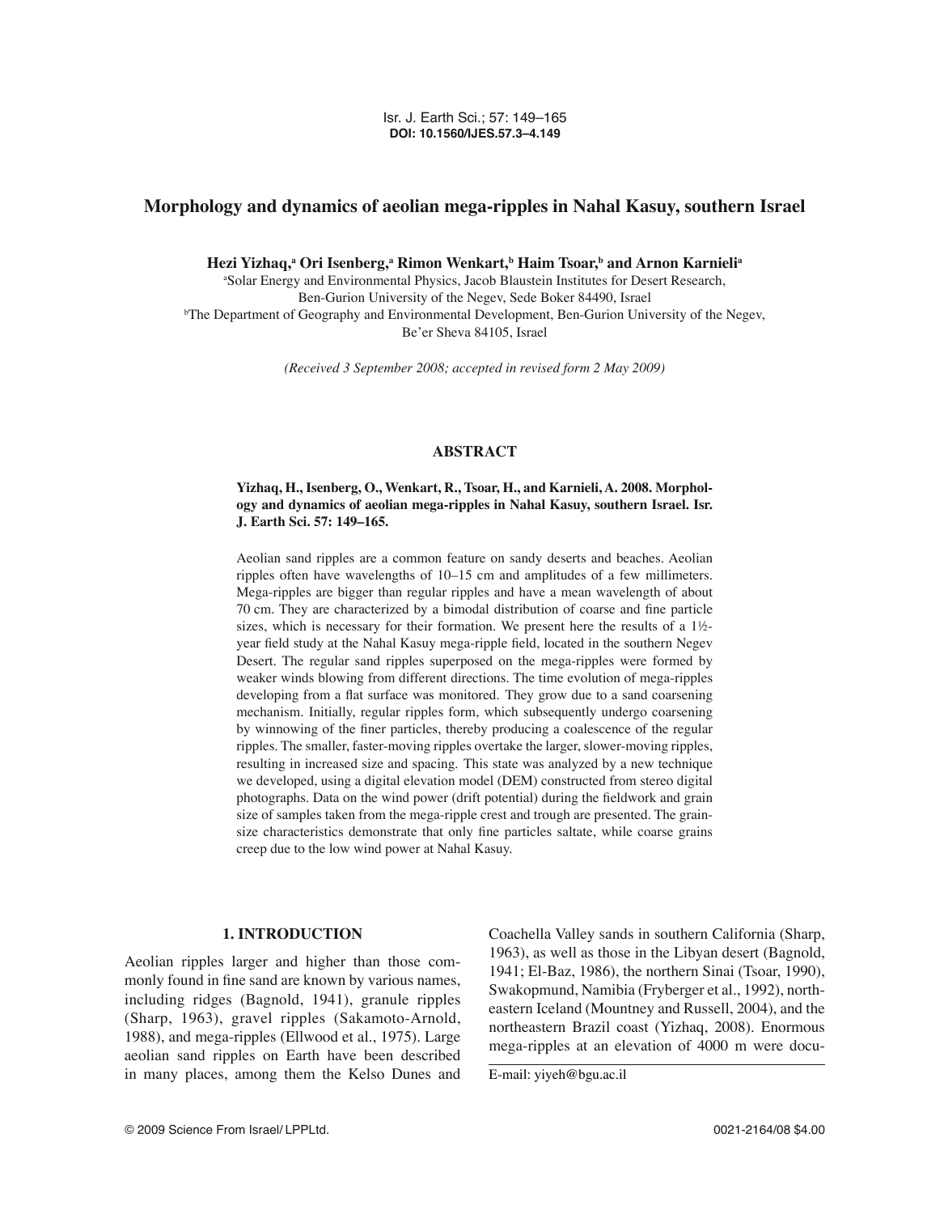# Morphology and dynamics of aeolian mega-ripples in Nahal Kasuy, southern Israel

**Hezi Yizhaq,[a] Ori Isenberg,[a] Rimon Wenkart,[b] Haim Tsoar,[b] and Arnon Karnieli[a]**

[a]Solar Energy and Environmental Physics, Jacob Blaustein Institutes for Desert Research, Ben-Gurion University of the Negev, Sede Boker 84490, Israel

[b]The Department of Geography and Environmental Development, Ben-Gurion University of the Negev, Be'er Sheva 84105, Israel

*(Received 3 September 2008; accepted in revised form 2 May 2009)*

## ABSTRACT

**Yizhaq, H., Isenberg, O., Wenkart, R., Tsoar, H., and Karnieli, A. 2008. Morphology and dynamics of aeolian mega-ripples in Nahal Kasuy, southern Israel. Isr. J. Earth Sci. 57: 149–165.**

Aeolian sand ripples are a common feature on sandy deserts and beaches. Aeolian ripples often have wavelengths of 10–15 cm and amplitudes of a few millimeters. Mega-ripples are bigger than regular ripples and have a mean wavelength of about 70 cm. They are characterized by a bimodal distribution of coarse and fine particle sizes, which is necessary for their formation. We present here the results of a 1½-year field study at the Nahal Kasuy mega-ripple field, located in the southern Negev Desert. The regular sand ripples superposed on the mega-ripples were formed by weaker winds blowing from different directions. The time evolution of mega-ripples developing from a flat surface was monitored. They grow due to a sand coarsening mechanism. Initially, regular ripples form, which subsequently undergo coarsening by winnowing of the finer particles, thereby producing a coalescence of the regular ripples. The smaller, faster-moving ripples overtake the larger, slower-moving ripples, resulting in increased size and spacing. This state was analyzed by a new technique we developed, using a digital elevation model (DEM) constructed from stereo digital photographs. Data on the wind power (drift potential) during the fieldwork and grain size of samples taken from the mega-ripple crest and trough are presented. The grain-size characteristics demonstrate that only fine particles saltate, while coarse grains creep due to the low wind power at Nahal Kasuy.

## 1. INTRODUCTION

Aeolian ripples larger and higher than those commonly found in fine sand are known by various names, including ridges (Bagnold, 1941), granule ripples (Sharp, 1963), gravel ripples (Sakamoto-Arnold, 1988), and mega-ripples (Ellwood et al., 1975). Large aeolian sand ripples on Earth have been described in many places, among them the Kelso Dunes and Coachella Valley sands in southern California (Sharp, 1963), as well as those in the Libyan desert (Bagnold, 1941; El-Baz, 1986), the northern Sinai (Tsoar, 1990), Swakopmund, Namibia (Fryberger et al., 1992), northeastern Iceland (Mountney and Russell, 2004), and the northeastern Brazil coast (Yizhaq, 2008). Enormous mega-ripples at an elevation of 4000 m were docu-

E-mail: yiyeh@bgu.ac.il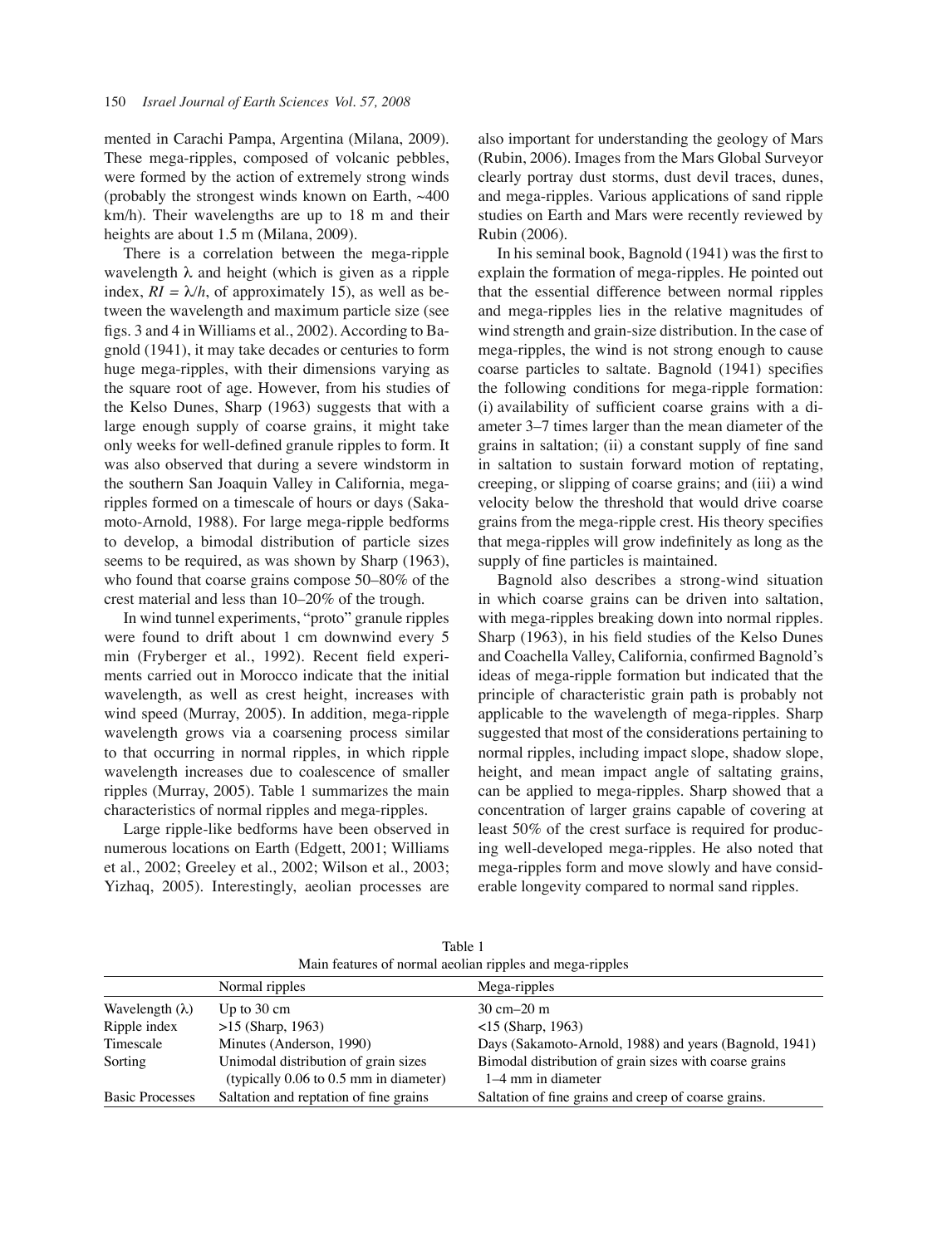mented in Carachi Pampa, Argentina (Milana, 2009). These mega-ripples, composed of volcanic pebbles, were formed by the action of extremely strong winds (probably the strongest winds known on Earth, ~400 km/h). Their wavelengths are up to 18 m and their heights are about 1.5 m (Milana, 2009).

There is a correlation between the mega-ripple wavelength $\lambda$ and height (which is given as a ripple index, $RI = \lambda/h$, of approximately 15), as well as between the wavelength and maximum particle size (see figs. 3 and 4 in Williams et al., 2002). According to Bagnold (1941), it may take decades or centuries to form huge mega-ripples, with their dimensions varying as the square root of age. However, from his studies of the Kelso Dunes, Sharp (1963) suggests that with a large enough supply of coarse grains, it might take only weeks for well-defined granule ripples to form. It was also observed that during a severe windstorm in the southern San Joaquin Valley in California, mega-ripples formed on a timescale of hours or days (Sakamoto-Arnold, 1988). For large mega-ripple bedforms to develop, a bimodal distribution of particle sizes seems to be required, as was shown by Sharp (1963), who found that coarse grains compose 50–80% of the crest material and less than 10–20% of the trough.

In wind tunnel experiments, "proto" granule ripples were found to drift about 1 cm downwind every 5 min (Fryberger et al., 1992). Recent field experiments carried out in Morocco indicate that the initial wavelength, as well as crest height, increases with wind speed (Murray, 2005). In addition, mega-ripple wavelength grows via a coarsening process similar to that occurring in normal ripples, in which ripple wavelength increases due to coalescence of smaller ripples (Murray, 2005). Table 1 summarizes the main characteristics of normal ripples and mega-ripples.

Large ripple-like bedforms have been observed in numerous locations on Earth (Edgett, 2001; Williams et al., 2002; Greeley et al., 2002; Wilson et al., 2003; Yizhaq, 2005). Interestingly, aeolian processes are also important for understanding the geology of Mars (Rubin, 2006). Images from the Mars Global Surveyor clearly portray dust storms, dust devil traces, dunes, and mega-ripples. Various applications of sand ripple studies on Earth and Mars were recently reviewed by Rubin (2006).

In his seminal book, Bagnold (1941) was the first to explain the formation of mega-ripples. He pointed out that the essential difference between normal ripples and mega-ripples lies in the relative magnitudes of wind strength and grain-size distribution. In the case of mega-ripples, the wind is not strong enough to cause coarse particles to saltate. Bagnold (1941) specifies the following conditions for mega-ripple formation: (i) availability of sufficient coarse grains with a diameter 3–7 times larger than the mean diameter of the grains in saltation; (ii) a constant supply of fine sand in saltation to sustain forward motion of reptating, creeping, or slipping of coarse grains; and (iii) a wind velocity below the threshold that would drive coarse grains from the mega-ripple crest. His theory specifies that mega-ripples will grow indefinitely as long as the supply of fine particles is maintained.

Bagnold also describes a strong-wind situation in which coarse grains can be driven into saltation, with mega-ripples breaking down into normal ripples. Sharp (1963), in his field studies of the Kelso Dunes and Coachella Valley, California, confirmed Bagnold's ideas of mega-ripple formation but indicated that the principle of characteristic grain path is probably not applicable to the wavelength of mega-ripples. Sharp suggested that most of the considerations pertaining to normal ripples, including impact slope, shadow slope, height, and mean impact angle of saltating grains, can be applied to mega-ripples. Sharp showed that a concentration of larger grains capable of covering at least 50% of the crest surface is required for producing well-developed mega-ripples. He also noted that mega-ripples form and move slowly and have considerable longevity compared to normal sand ripples.

Table 1
Main features of normal aeolian ripples and mega-ripples

| | Normal ripples | Mega-ripples |
|---|---|---|
| Wavelength ($\lambda$) | Up to 30 cm | 30 cm–20 m |
| Ripple index | >15 (Sharp, 1963) | <15 (Sharp, 1963) |
| Timescale | Minutes (Anderson, 1990) | Days (Sakamoto-Arnold, 1988) and years (Bagnold, 1941) |
| Sorting | Unimodal distribution of grain sizes (typically 0.06 to 0.5 mm in diameter) | Bimodal distribution of grain sizes with coarse grains 1–4 mm in diameter |
| Basic Processes | Saltation and reptation of fine grains | Saltation of fine grains and creep of coarse grains. |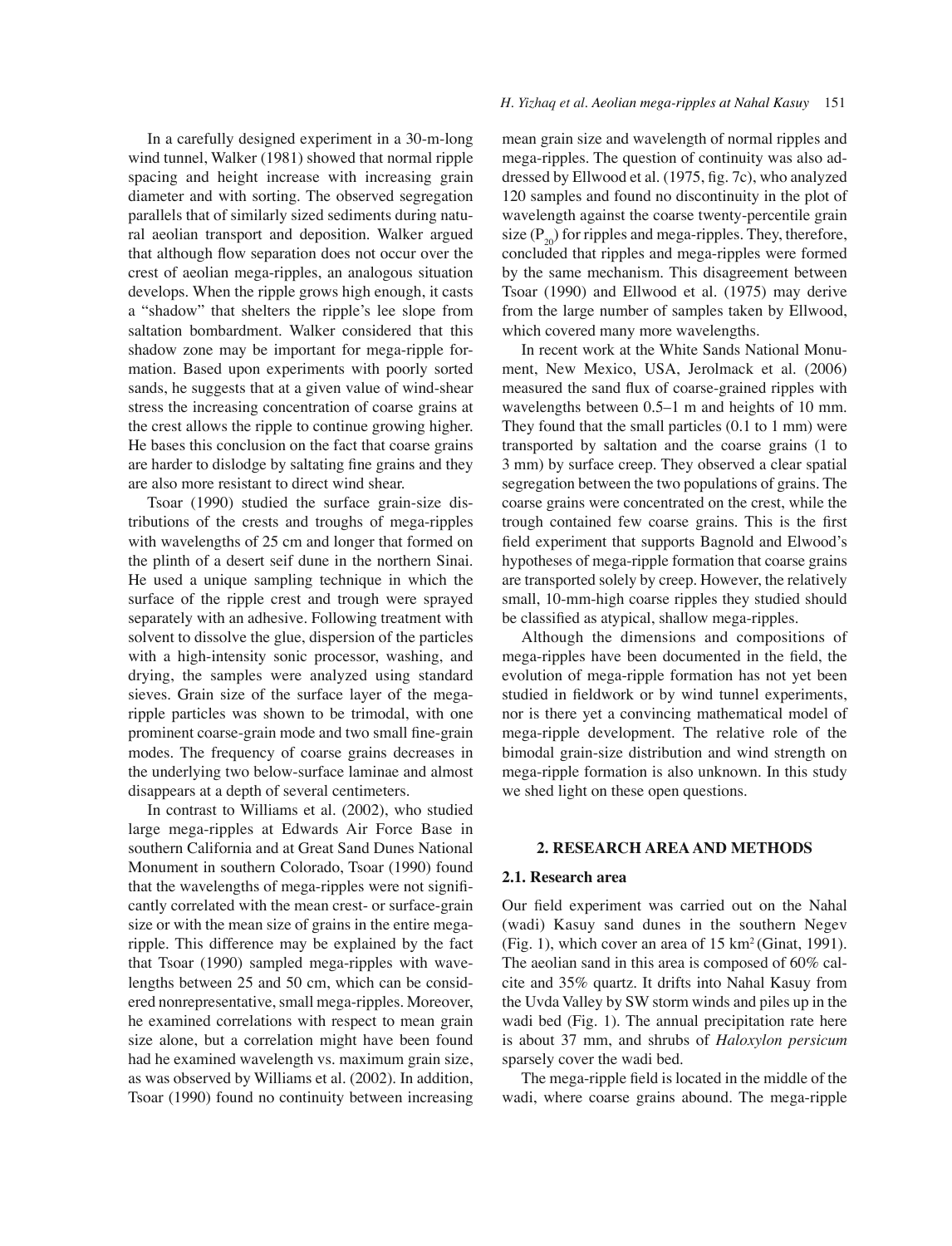In a carefully designed experiment in a 30-m-long wind tunnel, Walker (1981) showed that normal ripple spacing and height increase with increasing grain diameter and with sorting. The observed segregation parallels that of similarly sized sediments during natural aeolian transport and deposition. Walker argued that although flow separation does not occur over the crest of aeolian mega-ripples, an analogous situation develops. When the ripple grows high enough, it casts a "shadow" that shelters the ripple's lee slope from saltation bombardment. Walker considered that this shadow zone may be important for mega-ripple formation. Based upon experiments with poorly sorted sands, he suggests that at a given value of wind-shear stress the increasing concentration of coarse grains at the crest allows the ripple to continue growing higher. He bases this conclusion on the fact that coarse grains are harder to dislodge by saltating fine grains and they are also more resistant to direct wind shear.

Tsoar (1990) studied the surface grain-size distributions of the crests and troughs of mega-ripples with wavelengths of 25 cm and longer that formed on the plinth of a desert seif dune in the northern Sinai. He used a unique sampling technique in which the surface of the ripple crest and trough were sprayed separately with an adhesive. Following treatment with solvent to dissolve the glue, dispersion of the particles with a high-intensity sonic processor, washing, and drying, the samples were analyzed using standard sieves. Grain size of the surface layer of the mega-ripple particles was shown to be trimodal, with one prominent coarse-grain mode and two small fine-grain modes. The frequency of coarse grains decreases in the underlying two below-surface laminae and almost disappears at a depth of several centimeters.

In contrast to Williams et al. (2002), who studied large mega-ripples at Edwards Air Force Base in southern California and at Great Sand Dunes National Monument in southern Colorado, Tsoar (1990) found that the wavelengths of mega-ripples were not significantly correlated with the mean crest- or surface-grain size or with the mean size of grains in the entire mega-ripple. This difference may be explained by the fact that Tsoar (1990) sampled mega-ripples with wavelengths between 25 and 50 cm, which can be considered nonrepresentative, small mega-ripples. Moreover, he examined correlations with respect to mean grain size alone, but a correlation might have been found had he examined wavelength vs. maximum grain size, as was observed by Williams et al. (2002). In addition, Tsoar (1990) found no continuity between increasing mean grain size and wavelength of normal ripples and mega-ripples. The question of continuity was also addressed by Ellwood et al. (1975, fig. 7c), who analyzed 120 samples and found no discontinuity in the plot of wavelength against the coarse twenty-percentile grain size ($P_{20}$) for ripples and mega-ripples. They, therefore, concluded that ripples and mega-ripples were formed by the same mechanism. This disagreement between Tsoar (1990) and Ellwood et al. (1975) may derive from the large number of samples taken by Ellwood, which covered many more wavelengths.

In recent work at the White Sands National Monument, New Mexico, USA, Jerolmack et al. (2006) measured the sand flux of coarse-grained ripples with wavelengths between 0.5–1 m and heights of 10 mm. They found that the small particles (0.1 to 1 mm) were transported by saltation and the coarse grains (1 to 3 mm) by surface creep. They observed a clear spatial segregation between the two populations of grains. The coarse grains were concentrated on the crest, while the trough contained few coarse grains. This is the first field experiment that supports Bagnold and Elwood's hypotheses of mega-ripple formation that coarse grains are transported solely by creep. However, the relatively small, 10-mm-high coarse ripples they studied should be classified as atypical, shallow mega-ripples.

Although the dimensions and compositions of mega-ripples have been documented in the field, the evolution of mega-ripple formation has not yet been studied in fieldwork or by wind tunnel experiments, nor is there yet a convincing mathematical model of mega-ripple development. The relative role of the bimodal grain-size distribution and wind strength on mega-ripple formation is also unknown. In this study we shed light on these open questions.

## 2. RESEARCH AREA AND METHODS

### 2.1. Research area

Our field experiment was carried out on the Nahal (wadi) Kasuy sand dunes in the southern Negev (Fig. 1), which cover an area of 15 km$^2$ (Ginat, 1991). The aeolian sand in this area is composed of 60% calcite and 35% quartz. It drifts into Nahal Kasuy from the Uvda Valley by SW storm winds and piles up in the wadi bed (Fig. 1). The annual precipitation rate here is about 37 mm, and shrubs of *Haloxylon persicum* sparsely cover the wadi bed.

The mega-ripple field is located in the middle of the wadi, where coarse grains abound. The mega-ripple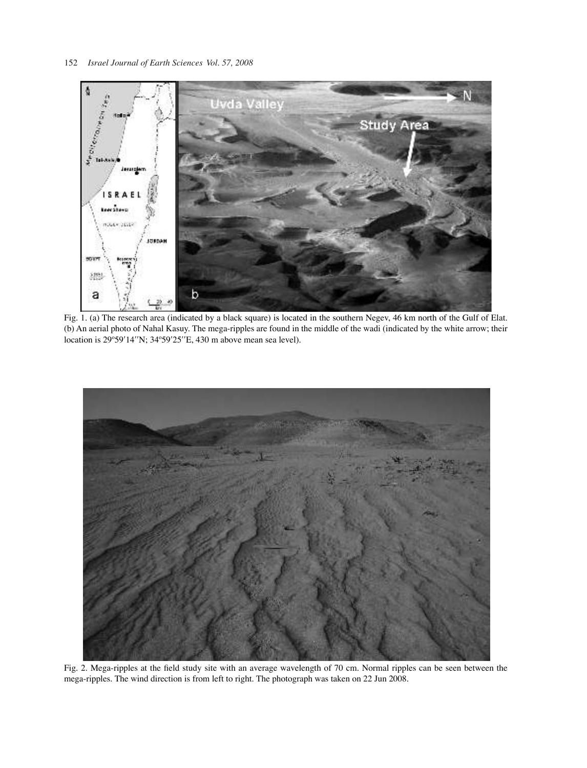Fig. 1. (a) The research area (indicated by a black square) is located in the southern Negev, 46 km north of the Gulf of Elat. (b) An aerial photo of Nahal Kasuy. The mega-ripples are found in the middle of the wadi (indicated by the white arrow; their location is 29º59′14′′N; 34º59′25′′E, 430 m above mean sea level).

Fig. 2. Mega-ripples at the field study site with an average wavelength of 70 cm. Normal ripples can be seen between the mega-ripples. The wind direction is from left to right. The photograph was taken on 22 Jun 2008.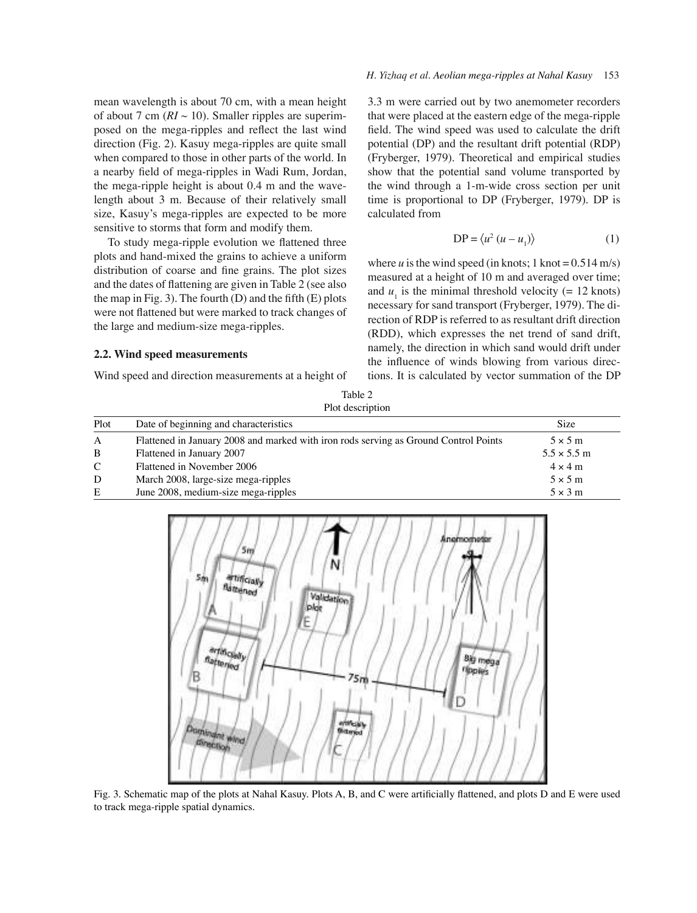mean wavelength is about 70 cm, with a mean height of about 7 cm ($RI \sim 10$). Smaller ripples are superimposed on the mega-ripples and reflect the last wind direction (Fig. 2). Kasuy mega-ripples are quite small when compared to those in other parts of the world. In a nearby field of mega-ripples in Wadi Rum, Jordan, the mega-ripple height is about 0.4 m and the wavelength about 3 m. Because of their relatively small size, Kasuy's mega-ripples are expected to be more sensitive to storms that form and modify them.

To study mega-ripple evolution we flattened three plots and hand-mixed the grains to achieve a uniform distribution of coarse and fine grains. The plot sizes and the dates of flattening are given in Table 2 (see also the map in Fig. 3). The fourth (D) and the fifth (E) plots were not flattened but were marked to track changes of the large and medium-size mega-ripples.

### 2.2. Wind speed measurements

Wind speed and direction measurements at a height of 3.3 m were carried out by two anemometer recorders that were placed at the eastern edge of the mega-ripple field. The wind speed was used to calculate the drift potential (DP) and the resultant drift potential (RDP) (Fryberger, 1979). Theoretical and empirical studies show that the potential sand volume transported by the wind through a 1-m-wide cross section per unit time is proportional to DP (Fryberger, 1979). DP is calculated from

$$\mathrm{DP} = \langle u^2 (u - u_1) \rangle \tag{1}$$

where $u$ is the wind speed (in knots; 1 knot = 0.514 m/s) measured at a height of 10 m and averaged over time; and $u_1$ is the minimal threshold velocity (= 12 knots) necessary for sand transport (Fryberger, 1979). The direction of RDP is referred to as resultant drift direction (RDD), which expresses the net trend of sand drift, namely, the direction in which sand would drift under the influence of winds blowing from various directions. It is calculated by vector summation of the DP

Table 2
Plot description

| Plot | Date of beginning and characteristics | Size |
|---|---|---|
| A | Flattened in January 2008 and marked with iron rods serving as Ground Control Points | 5 × 5 m |
| B | Flattened in January 2007 | 5.5 × 5.5 m |
| C | Flattened in November 2006 | 4 × 4 m |
| D | March 2008, large-size mega-ripples | 5 × 5 m |
| E | June 2008, medium-size mega-ripples | 5 × 3 m |

Fig. 3. Schematic map of the plots at Nahal Kasuy. Plots A, B, and C were artificially flattened, and plots D and E were used to track mega-ripple spatial dynamics.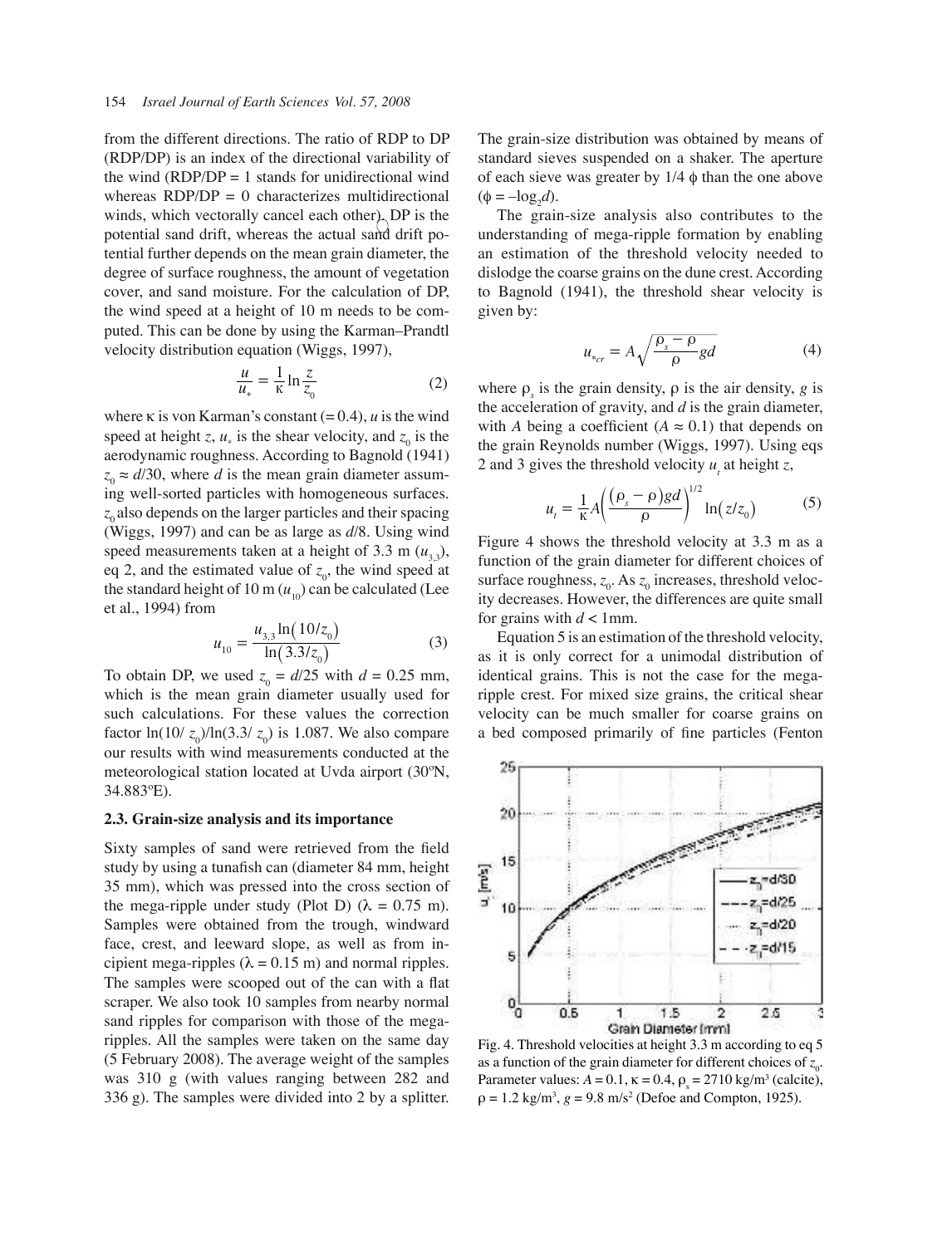from the different directions. The ratio of RDP to DP (RDP/DP) is an index of the directional variability of the wind (RDP/DP = 1 stands for unidirectional wind whereas RDP/DP = 0 characterizes multidirectional winds, which vectorally cancel each other). DP is the potential sand drift, whereas the actual sand drift potential further depends on the mean grain diameter, the degree of surface roughness, the amount of vegetation cover, and sand moisture. For the calculation of DP, the wind speed at a height of 10 m needs to be computed. This can be done by using the Karman–Prandtl velocity distribution equation (Wiggs, 1997),

$$\frac{u}{u_*} = \frac{1}{\kappa} \ln \frac{z}{z_0} \tag{2}$$

where $\kappa$ is von Karman's constant (= 0.4), $u$ is the wind speed at height $z$, $u_*$ is the shear velocity, and $z_0$ is the aerodynamic roughness. According to Bagnold (1941) $z_0 \approx d/30$, where $d$ is the mean grain diameter assuming well-sorted particles with homogeneous surfaces. $z_0$ also depends on the larger particles and their spacing (Wiggs, 1997) and can be as large as $d/8$. Using wind speed measurements taken at a height of 3.3 m ($u_{3.3}$), eq 2, and the estimated value of $z_0$, the wind speed at the standard height of 10 m ($u_{10}$) can be calculated (Lee et al., 1994) from

$$u_{10} = \frac{u_{3.3} \ln(10/z_0)}{\ln(3.3/z_0)} \tag{3}$$

To obtain DP, we used $z_0 = d/25$ with $d = 0.25$ mm, which is the mean grain diameter usually used for such calculations. For these values the correction factor $\ln(10/z_0)/\ln(3.3/z_0)$ is 1.087. We also compare our results with wind measurements conducted at the meteorological station located at Uvda airport (30ºN, 34.883ºE).

### 2.3. Grain-size analysis and its importance

Sixty samples of sand were retrieved from the field study by using a tunafish can (diameter 84 mm, height 35 mm), which was pressed into the cross section of the mega-ripple under study (Plot D) ($\lambda = 0.75$ m). Samples were obtained from the trough, windward face, crest, and leeward slope, as well as from incipient mega-ripples ($\lambda = 0.15$ m) and normal ripples. The samples were scooped out of the can with a flat scraper. We also took 10 samples from nearby normal sand ripples for comparison with those of the mega-ripples. All the samples were taken on the same day (5 February 2008). The average weight of the samples was 310 g (with values ranging between 282 and 336 g). The samples were divided into 2 by a splitter. The grain-size distribution was obtained by means of standard sieves suspended on a shaker. The aperture of each sieve was greater by 1/4 $\phi$ than the one above ($\phi = -\log_2 d$).

The grain-size analysis also contributes to the understanding of mega-ripple formation by enabling an estimation of the threshold velocity needed to dislodge the coarse grains on the dune crest. According to Bagnold (1941), the threshold shear velocity is given by:

$$u_{*_{cr}} = A\sqrt{\frac{\rho_s - \rho}{\rho} g d} \tag{4}$$

where $\rho_s$ is the grain density, $\rho$ is the air density, $g$ is the acceleration of gravity, and $d$ is the grain diameter, with $A$ being a coefficient ($A \approx 0.1$) that depends on the grain Reynolds number (Wiggs, 1997). Using eqs 2 and 3 gives the threshold velocity $u_t$ at height $z$,

$$u_t = \frac{1}{\kappa} A \left( \frac{(\rho_s - \rho) g d}{\rho} \right)^{1/2} \ln(z/z_0) \tag{5}$$

Figure 4 shows the threshold velocity at 3.3 m as a function of the grain diameter for different choices of surface roughness, $z_0$. As $z_0$ increases, threshold velocity decreases. However, the differences are quite small for grains with $d < 1$mm.

Equation 5 is an estimation of the threshold velocity, as it is only correct for a unimodal distribution of identical grains. This is not the case for the mega-ripple crest. For mixed size grains, the critical shear velocity can be much smaller for coarse grains on a bed composed primarily of fine particles (Fenton

Fig. 4. Threshold velocities at height 3.3 m according to eq 5 as a function of the grain diameter for different choices of $z_0$. Parameter values: $A = 0.1$, $\kappa = 0.4$, $\rho_s = 2710$ kg/m³ (calcite), $\rho = 1.2$ kg/m³, $g = 9.8$ m/s² (Defoe and Compton, 1925).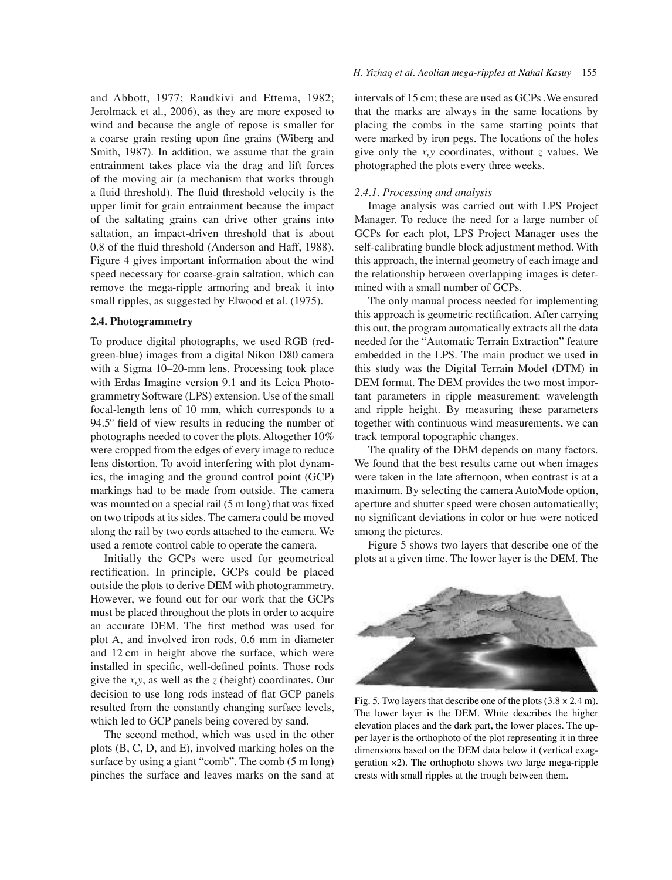and Abbott, 1977; Raudkivi and Ettema, 1982; Jerolmack et al., 2006), as they are more exposed to wind and because the angle of repose is smaller for a coarse grain resting upon fine grains (Wiberg and Smith, 1987). In addition, we assume that the grain entrainment takes place via the drag and lift forces of the moving air (a mechanism that works through a fluid threshold). The fluid threshold velocity is the upper limit for grain entrainment because the impact of the saltating grains can drive other grains into saltation, an impact-driven threshold that is about 0.8 of the fluid threshold (Anderson and Haff, 1988). Figure 4 gives important information about the wind speed necessary for coarse-grain saltation, which can remove the mega-ripple armoring and break it into small ripples, as suggested by Elwood et al. (1975).

### 2.4. Photogrammetry

To produce digital photographs, we used RGB (red-green-blue) images from a digital Nikon D80 camera with a Sigma 10–20-mm lens. Processing took place with Erdas Imagine version 9.1 and its Leica Photogrammetry Software (LPS) extension. Use of the small focal-length lens of 10 mm, which corresponds to a 94.5º field of view results in reducing the number of photographs needed to cover the plots. Altogether 10% were cropped from the edges of every image to reduce lens distortion. To avoid interfering with plot dynamics, the imaging and the ground control point (GCP) markings had to be made from outside. The camera was mounted on a special rail (5 m long) that was fixed on two tripods at its sides. The camera could be moved along the rail by two cords attached to the camera. We used a remote control cable to operate the camera.

Initially the GCPs were used for geometrical rectification. In principle, GCPs could be placed outside the plots to derive DEM with photogrammetry. However, we found out for our work that the GCPs must be placed throughout the plots in order to acquire an accurate DEM. The first method was used for plot A, and involved iron rods, 0.6 mm in diameter and 12 cm in height above the surface, which were installed in specific, well-defined points. Those rods give the *x,y*, as well as the *z* (height) coordinates. Our decision to use long rods instead of flat GCP panels resulted from the constantly changing surface levels, which led to GCP panels being covered by sand.

The second method, which was used in the other plots (B, C, D, and E), involved marking holes on the surface by using a giant "comb". The comb (5 m long) pinches the surface and leaves marks on the sand at intervals of 15 cm; these are used as GCPs .We ensured that the marks are always in the same locations by placing the combs in the same starting points that were marked by iron pegs. The locations of the holes give only the *x,y* coordinates, without *z* values. We photographed the plots every three weeks.

#### *2.4.1. Processing and analysis*

Image analysis was carried out with LPS Project Manager. To reduce the need for a large number of GCPs for each plot, LPS Project Manager uses the self-calibrating bundle block adjustment method. With this approach, the internal geometry of each image and the relationship between overlapping images is determined with a small number of GCPs.

The only manual process needed for implementing this approach is geometric rectification. After carrying this out, the program automatically extracts all the data needed for the "Automatic Terrain Extraction" feature embedded in the LPS. The main product we used in this study was the Digital Terrain Model (DTM) in DEM format. The DEM provides the two most important parameters in ripple measurement: wavelength and ripple height. By measuring these parameters together with continuous wind measurements, we can track temporal topographic changes.

The quality of the DEM depends on many factors. We found that the best results came out when images were taken in the late afternoon, when contrast is at a maximum. By selecting the camera AutoMode option, aperture and shutter speed were chosen automatically; no significant deviations in color or hue were noticed among the pictures.

Figure 5 shows two layers that describe one of the plots at a given time. The lower layer is the DEM. The

Fig. 5. Two layers that describe one of the plots (3.8 × 2.4 m). The lower layer is the DEM. White describes the higher elevation places and the dark part, the lower places. The upper layer is the orthophoto of the plot representing it in three dimensions based on the DEM data below it (vertical exaggeration ×2). The orthophoto shows two large mega-ripple crests with small ripples at the trough between them.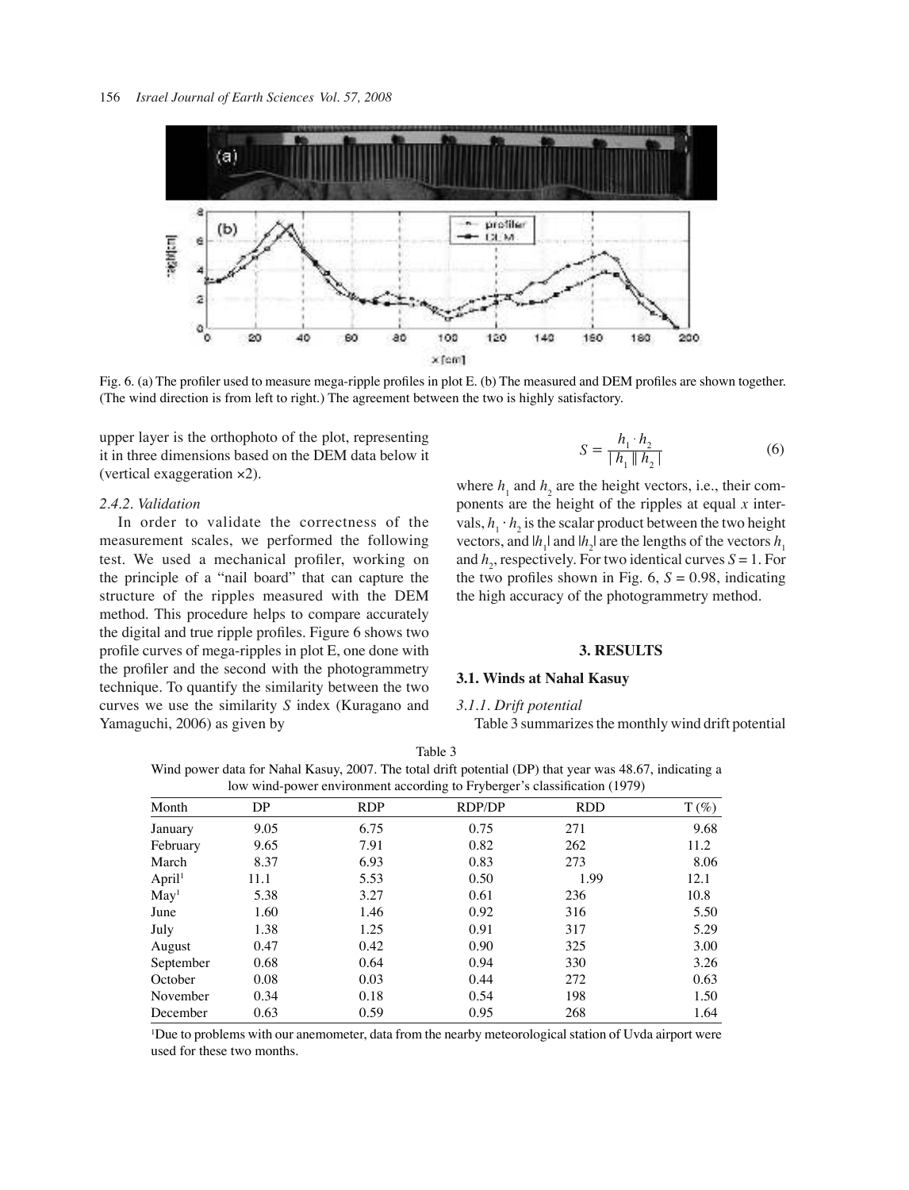Fig. 6. (a) The profiler used to measure mega-ripple profiles in plot E. (b) The measured and DEM profiles are shown together. (The wind direction is from left to right.) The agreement between the two is highly satisfactory.

upper layer is the orthophoto of the plot, representing it in three dimensions based on the DEM data below it (vertical exaggeration ×2).

### *2.4.2. Validation*

In order to validate the correctness of the measurement scales, we performed the following test. We used a mechanical profiler, working on the principle of a "nail board" that can capture the structure of the ripples measured with the DEM method. This procedure helps to compare accurately the digital and true ripple profiles. Figure 6 shows two profile curves of mega-ripples in plot E, one done with the profiler and the second with the photogrammetry technique. To quantify the similarity between the two curves we use the similarity $S$ index (Kuragano and Yamaguchi, 2006) as given by

$$S = \frac{h_1 \cdot h_2}{|h_1||h_2|} \tag{6}$$

where $h_1$ and $h_2$ are the height vectors, i.e., their components are the height of the ripples at equal $x$ intervals, $h_1 \cdot h_2$ is the scalar product between the two height vectors, and $|h_1|$ and $|h_2|$ are the lengths of the vectors $h_1$ and $h_2$, respectively. For two identical curves $S = 1$. For the two profiles shown in Fig. 6, $S = 0.98$, indicating the high accuracy of the photogrammetry method.

## 3. RESULTS

### 3.1. Winds at Nahal Kasuy

#### *3.1.1. Drift potential*

Table 3 summarizes the monthly wind drift potential

Table 3
Wind power data for Nahal Kasuy, 2007. The total drift potential (DP) that year was 48.67, indicating a low wind-power environment according to Fryberger's classification (1979)

| Month | DP | RDP | RDP/DP | RDD | T (%) |
|---|---|---|---|---|---|
| January | 9.05 | 6.75 | 0.75 | 271 | 9.68 |
| February | 9.65 | 7.91 | 0.82 | 262 | 11.2 |
| March | 8.37 | 6.93 | 0.83 | 273 | 8.06 |
| April[1] | 11.1 | 5.53 | 0.50 | 1.99 | 12.1 |
| May[1] | 5.38 | 3.27 | 0.61 | 236 | 10.8 |
| June | 1.60 | 1.46 | 0.92 | 316 | 5.50 |
| July | 1.38 | 1.25 | 0.91 | 317 | 5.29 |
| August | 0.47 | 0.42 | 0.90 | 325 | 3.00 |
| September | 0.68 | 0.64 | 0.94 | 330 | 3.26 |
| October | 0.08 | 0.03 | 0.44 | 272 | 0.63 |
| November | 0.34 | 0.18 | 0.54 | 198 | 1.50 |
| December | 0.63 | 0.59 | 0.95 | 268 | 1.64 |

[1]Due to problems with our anemometer, data from the nearby meteorological station of Uvda airport were used for these two months.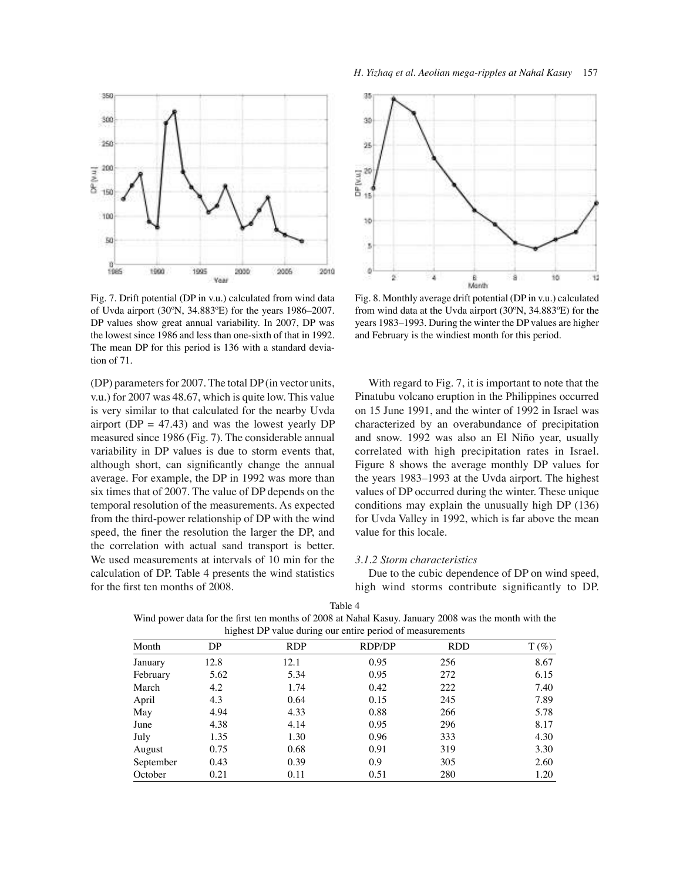Fig. 7. Drift potential (DP in v.u.) calculated from wind data of Uvda airport (30ºN, 34.883ºE) for the years 1986–2007. DP values show great annual variability. In 2007, DP was the lowest since 1986 and less than one-sixth of that in 1992. The mean DP for this period is 136 with a standard deviation of 71.

Fig. 8. Monthly average drift potential (DP in v.u.) calculated from wind data at the Uvda airport (30ºN, 34.883ºE) for the years 1983–1993. During the winter the DP values are higher and February is the windiest month for this period.

(DP) parameters for 2007. The total DP (in vector units, v.u.) for 2007 was 48.67, which is quite low. This value is very similar to that calculated for the nearby Uvda airport (DP = 47.43) and was the lowest yearly DP measured since 1986 (Fig. 7). The considerable annual variability in DP values is due to storm events that, although short, can significantly change the annual average. For example, the DP in 1992 was more than six times that of 2007. The value of DP depends on the temporal resolution of the measurements. As expected from the third-power relationship of DP with the wind speed, the finer the resolution the larger the DP, and the correlation with actual sand transport is better. We used measurements at intervals of 10 min for the calculation of DP. Table 4 presents the wind statistics for the first ten months of 2008.

With regard to Fig. 7, it is important to note that the Pinatubu volcano eruption in the Philippines occurred on 15 June 1991, and the winter of 1992 in Israel was characterized by an overabundance of precipitation and snow. 1992 was also an El Niño year, usually correlated with high precipitation rates in Israel. Figure 8 shows the average monthly DP values for the years 1983–1993 at the Uvda airport. The highest values of DP occurred during the winter. These unique conditions may explain the unusually high DP (136) for Uvda Valley in 1992, which is far above the mean value for this locale.

### *3.1.2 Storm characteristics*

Due to the cubic dependence of DP on wind speed, high wind storms contribute significantly to DP.

Table 4
Wind power data for the first ten months of 2008 at Nahal Kasuy. January 2008 was the month with the highest DP value during our entire period of measurements

| Month | DP | RDP | RDP/DP | RDD | T (%) |
|---|---|---|---|---|---|
| January | 12.8 | 12.1 | 0.95 | 256 | 8.67 |
| February | 5.62 | 5.34 | 0.95 | 272 | 6.15 |
| March | 4.2 | 1.74 | 0.42 | 222 | 7.40 |
| April | 4.3 | 0.64 | 0.15 | 245 | 7.89 |
| May | 4.94 | 4.33 | 0.88 | 266 | 5.78 |
| June | 4.38 | 4.14 | 0.95 | 296 | 8.17 |
| July | 1.35 | 1.30 | 0.96 | 333 | 4.30 |
| August | 0.75 | 0.68 | 0.91 | 319 | 3.30 |
| September | 0.43 | 0.39 | 0.9 | 305 | 2.60 |
| October | 0.21 | 0.11 | 0.51 | 280 | 1.20 |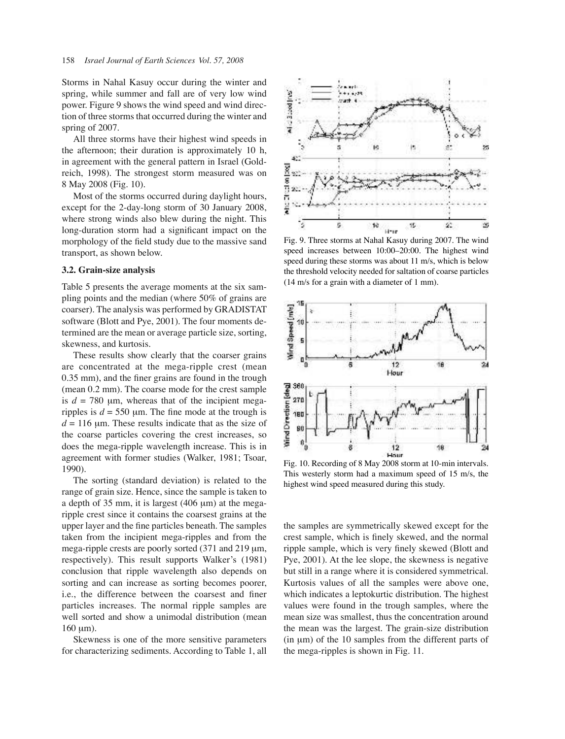Storms in Nahal Kasuy occur during the winter and spring, while summer and fall are of very low wind power. Figure 9 shows the wind speed and wind direction of three storms that occurred during the winter and spring of 2007.

All three storms have their highest wind speeds in the afternoon; their duration is approximately 10 h, in agreement with the general pattern in Israel (Goldreich, 1998). The strongest storm measured was on 8 May 2008 (Fig. 10).

Most of the storms occurred during daylight hours, except for the 2-day-long storm of 30 January 2008, where strong winds also blew during the night. This long-duration storm had a significant impact on the morphology of the field study due to the massive sand transport, as shown below.

### 3.2. Grain-size analysis

Table 5 presents the average moments at the six sampling points and the median (where 50% of grains are coarser). The analysis was performed by GRADISTAT software (Blott and Pye, 2001). The four moments determined are the mean or average particle size, sorting, skewness, and kurtosis.

These results show clearly that the coarser grains are concentrated at the mega-ripple crest (mean 0.35 mm), and the finer grains are found in the trough (mean 0.2 mm). The coarse mode for the crest sample is $d$ = 780 μm, whereas that of the incipient mega-ripples is $d$ = 550 μm. The fine mode at the trough is $d$ = 116 μm. These results indicate that as the size of the coarse particles covering the crest increases, so does the mega-ripple wavelength increase. This is in agreement with former studies (Walker, 1981; Tsoar, 1990).

The sorting (standard deviation) is related to the range of grain size. Hence, since the sample is taken to a depth of 35 mm, it is largest (406 μm) at the mega-ripple crest since it contains the coarsest grains at the upper layer and the fine particles beneath. The samples taken from the incipient mega-ripples and from the mega-ripple crests are poorly sorted (371 and 219 μm, respectively). This result supports Walker's (1981) conclusion that ripple wavelength also depends on sorting and can increase as sorting becomes poorer, i.e., the difference between the coarsest and finer particles increases. The normal ripple samples are well sorted and show a unimodal distribution (mean 160 μm).

Skewness is one of the more sensitive parameters for characterizing sediments. According to Table 1, all the samples are symmetrically skewed except for the crest sample, which is finely skewed, and the normal ripple sample, which is very finely skewed (Blott and Pye, 2001). At the lee slope, the skewness is negative but still in a range where it is considered symmetrical. Kurtosis values of all the samples were above one, which indicates a leptokurtic distribution. The highest values were found in the trough samples, where the mean size was smallest, thus the concentration around the mean was the largest. The grain-size distribution (in μm) of the 10 samples from the different parts of the mega-ripples is shown in Fig. 11.

Fig. 9. Three storms at Nahal Kasuy during 2007. The wind speed increases between 10:00–20:00. The highest wind speed during these storms was about 11 m/s, which is below the threshold velocity needed for saltation of coarse particles (14 m/s for a grain with a diameter of 1 mm).

Fig. 10. Recording of 8 May 2008 storm at 10-min intervals. This westerly storm had a maximum speed of 15 m/s, the highest wind speed measured during this study.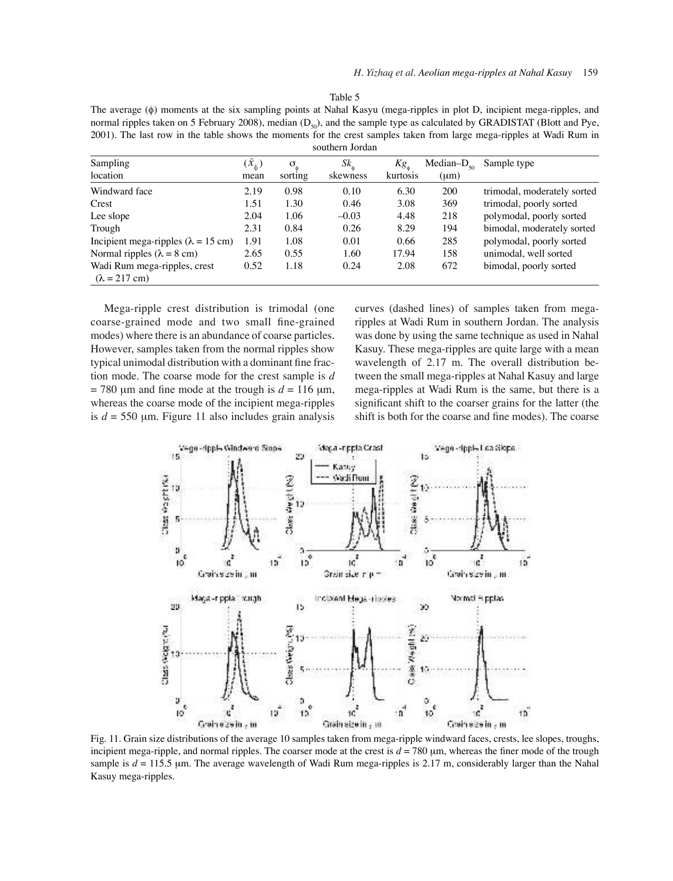Table 5
The average (ϕ) moments at the six sampling points at Nahal Kasyu (mega-ripples in plot D, incipient mega-ripples, and normal ripples taken on 5 February 2008), median ($D_{50}$), and the sample type as calculated by GRADISTAT (Blott and Pye, 2001). The last row in the table shows the moments for the crest samples taken from large mega-ripples at Wadi Rum in southern Jordan

| Sampling location | $(\bar{x}_\phi)$ mean | $\sigma_\phi$ sorting | $Sk_\phi$ skewness | $Kg_\phi$ kurtosis | Median–$D_{50}$ (μm) | Sample type |
|---|---|---|---|---|---|---|
| Windward face | 2.19 | 0.98 | 0.10 | 6.30 | 200 | trimodal, moderately sorted |
| Crest | 1.51 | 1.30 | 0.46 | 3.08 | 369 | trimodal, poorly sorted |
| Lee slope | 2.04 | 1.06 | –0.03 | 4.48 | 218 | polymodal, poorly sorted |
| Trough | 2.31 | 0.84 | 0.26 | 8.29 | 194 | bimodal, moderately sorted |
| Incipient mega-ripples ($\lambda$ = 15 cm) | 1.91 | 1.08 | 0.01 | 0.66 | 285 | polymodal, poorly sorted |
| Normal ripples ($\lambda$ = 8 cm) | 2.65 | 0.55 | 1.60 | 17.94 | 158 | unimodal, well sorted |
| Wadi Rum mega-ripples, crest ($\lambda$ = 217 cm) | 0.52 | 1.18 | 0.24 | 2.08 | 672 | bimodal, poorly sorted |

Mega-ripple crest distribution is trimodal (one coarse-grained mode and two small fine-grained modes) where there is an abundance of coarse particles. However, samples taken from the normal ripples show typical unimodal distribution with a dominant fine fraction mode. The coarse mode for the crest sample is $d$ = 780 μm and fine mode at the trough is $d$ = 116 μm, whereas the coarse mode of the incipient mega-ripples is $d$ = 550 μm. Figure 11 also includes grain analysis curves (dashed lines) of samples taken from mega-ripples at Wadi Rum in southern Jordan. The analysis was done by using the same technique as used in Nahal Kasuy. These mega-ripples are quite large with a mean wavelength of 2.17 m. The overall distribution between the small mega-ripples at Nahal Kasuy and large mega-ripples at Wadi Rum is the same, but there is a significant shift to the coarser grains for the latter (the shift is both for the coarse and fine modes). The coarse

Fig. 11. Grain size distributions of the average 10 samples taken from mega-ripple windward faces, crests, lee slopes, troughs, incipient mega-ripple, and normal ripples. The coarser mode at the crest is $d$ = 780 μm, whereas the finer mode of the trough sample is $d$ = 115.5 μm. The average wavelength of Wadi Rum mega-ripples is 2.17 m, considerably larger than the Nahal Kasuy mega-ripples.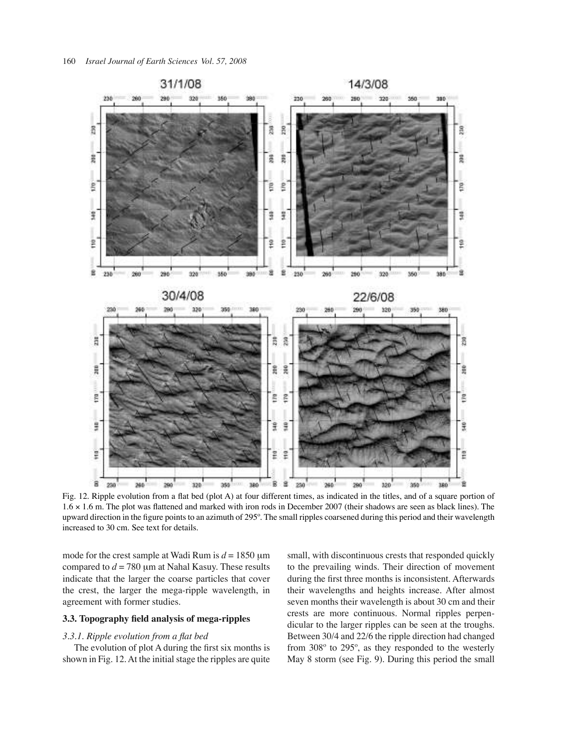Fig. 12. Ripple evolution from a flat bed (plot A) at four different times, as indicated in the titles, and of a square portion of 1.6 × 1.6 m. The plot was flattened and marked with iron rods in December 2007 (their shadows are seen as black lines). The upward direction in the figure points to an azimuth of 295º. The small ripples coarsened during this period and their wavelength increased to 30 cm. See text for details.

mode for the crest sample at Wadi Rum is $d = 1850$ μm compared to $d = 780$ μm at Nahal Kasuy. These results indicate that the larger the coarse particles that cover the crest, the larger the mega-ripple wavelength, in agreement with former studies.

### 3.3. Topography field analysis of mega-ripples

#### *3.3.1. Ripple evolution from a flat bed*

The evolution of plot A during the first six months is shown in Fig. 12. At the initial stage the ripples are quite small, with discontinuous crests that responded quickly to the prevailing winds. Their direction of movement during the first three months is inconsistent. Afterwards their wavelengths and heights increase. After almost seven months their wavelength is about 30 cm and their crests are more continuous. Normal ripples perpendicular to the larger ripples can be seen at the troughs. Between 30/4 and 22/6 the ripple direction had changed from 308º to 295º, as they responded to the westerly May 8 storm (see Fig. 9). During this period the small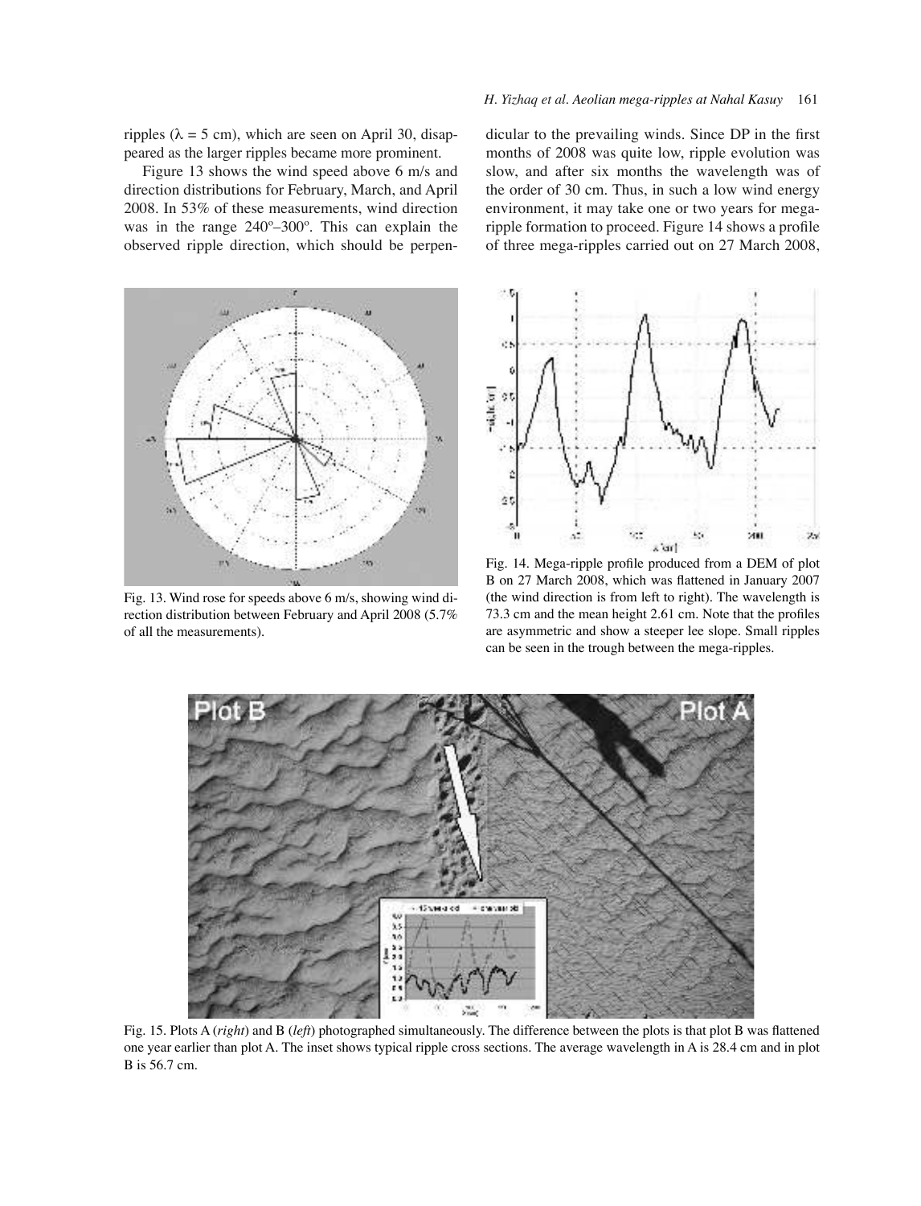ripples ($\lambda = 5$ cm), which are seen on April 30, disappeared as the larger ripples became more prominent.

Figure 13 shows the wind speed above 6 m/s and direction distributions for February, March, and April 2008. In 53% of these measurements, wind direction was in the range 240º–300º. This can explain the observed ripple direction, which should be perpendicular to the prevailing winds. Since DP in the first months of 2008 was quite low, ripple evolution was slow, and after six months the wavelength was of the order of 30 cm. Thus, in such a low wind energy environment, it may take one or two years for mega-ripple formation to proceed. Figure 14 shows a profile of three mega-ripples carried out on 27 March 2008,

Fig. 13. Wind rose for speeds above 6 m/s, showing wind direction distribution between February and April 2008 (5.7% of all the measurements).

Fig. 14. Mega-ripple profile produced from a DEM of plot B on 27 March 2008, which was flattened in January 2007 (the wind direction is from left to right). The wavelength is 73.3 cm and the mean height 2.61 cm. Note that the profiles are asymmetric and show a steeper lee slope. Small ripples can be seen in the trough between the mega-ripples.

Fig. 15. Plots A (*right*) and B (*left*) photographed simultaneously. The difference between the plots is that plot B was flattened one year earlier than plot A. The inset shows typical ripple cross sections. The average wavelength in A is 28.4 cm and in plot B is 56.7 cm.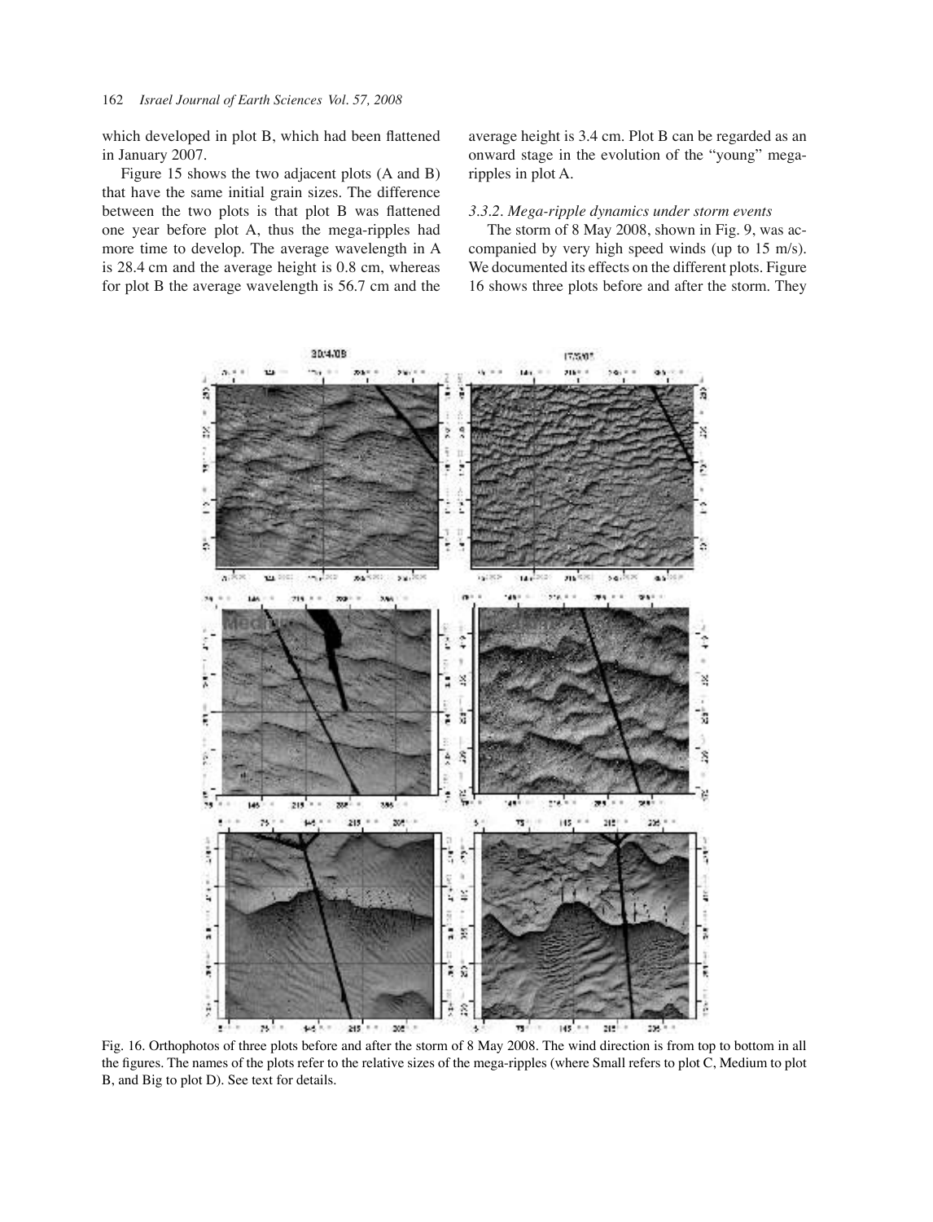which developed in plot B, which had been flattened in January 2007.

Figure 15 shows the two adjacent plots (A and B) that have the same initial grain sizes. The difference between the two plots is that plot B was flattened one year before plot A, thus the mega-ripples had more time to develop. The average wavelength in A is 28.4 cm and the average height is 0.8 cm, whereas for plot B the average wavelength is 56.7 cm and the average height is 3.4 cm. Plot B can be regarded as an onward stage in the evolution of the "young" mega-ripples in plot A.

### *3.3.2. Mega-ripple dynamics under storm events*

The storm of 8 May 2008, shown in Fig. 9, was accompanied by very high speed winds (up to 15 m/s). We documented its effects on the different plots. Figure 16 shows three plots before and after the storm. They

Fig. 16. Orthophotos of three plots before and after the storm of 8 May 2008. The wind direction is from top to bottom in all the figures. The names of the plots refer to the relative sizes of the mega-ripples (where Small refers to plot C, Medium to plot B, and Big to plot D). See text for details.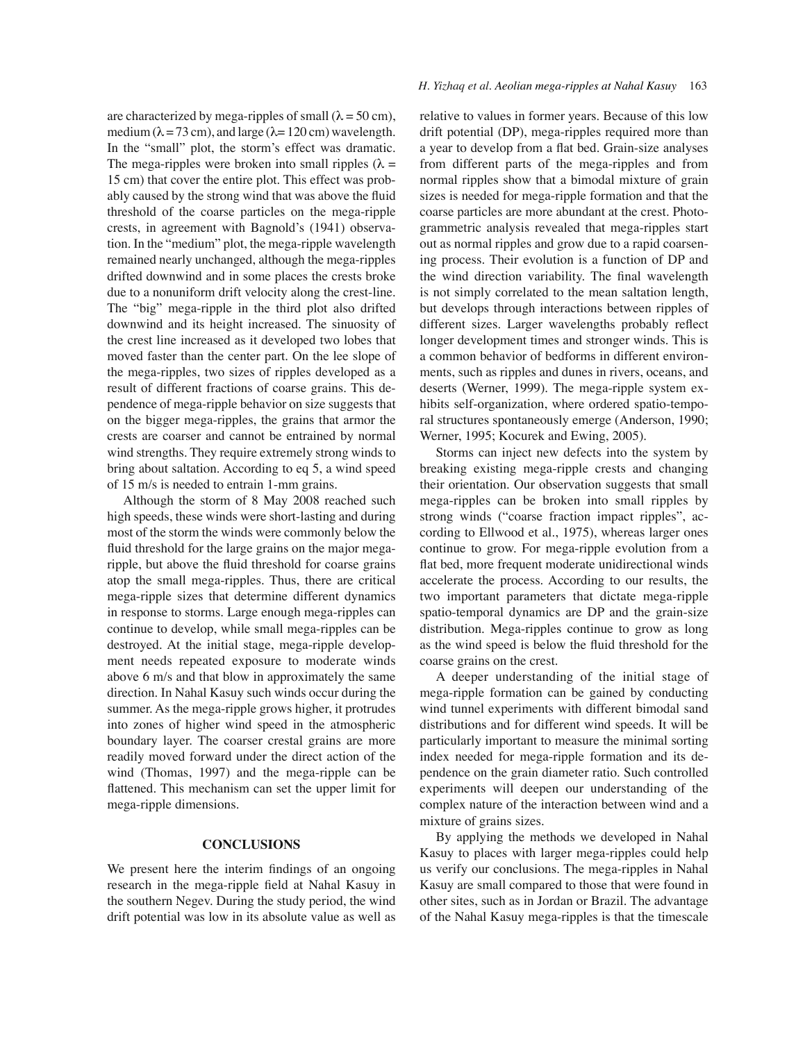are characterized by mega-ripples of small ($\lambda = 50$ cm), medium ($\lambda = 73$ cm), and large ($\lambda = 120$ cm) wavelength. In the "small" plot, the storm's effect was dramatic. The mega-ripples were broken into small ripples ($\lambda = 15$ cm) that cover the entire plot. This effect was probably caused by the strong wind that was above the fluid threshold of the coarse particles on the mega-ripple crests, in agreement with Bagnold's (1941) observation. In the "medium" plot, the mega-ripple wavelength remained nearly unchanged, although the mega-ripples drifted downwind and in some places the crests broke due to a nonuniform drift velocity along the crest-line. The "big" mega-ripple in the third plot also drifted downwind and its height increased. The sinuosity of the crest line increased as it developed two lobes that moved faster than the center part. On the lee slope of the mega-ripples, two sizes of ripples developed as a result of different fractions of coarse grains. This dependence of mega-ripple behavior on size suggests that on the bigger mega-ripples, the grains that armor the crests are coarser and cannot be entrained by normal wind strengths. They require extremely strong winds to bring about saltation. According to eq 5, a wind speed of 15 m/s is needed to entrain 1-mm grains.

Although the storm of 8 May 2008 reached such high speeds, these winds were short-lasting and during most of the storm the winds were commonly below the fluid threshold for the large grains on the major mega-ripple, but above the fluid threshold for coarse grains atop the small mega-ripples. Thus, there are critical mega-ripple sizes that determine different dynamics in response to storms. Large enough mega-ripples can continue to develop, while small mega-ripples can be destroyed. At the initial stage, mega-ripple development needs repeated exposure to moderate winds above 6 m/s and that blow in approximately the same direction. In Nahal Kasuy such winds occur during the summer. As the mega-ripple grows higher, it protrudes into zones of higher wind speed in the atmospheric boundary layer. The coarser crestal grains are more readily moved forward under the direct action of the wind (Thomas, 1997) and the mega-ripple can be flattened. This mechanism can set the upper limit for mega-ripple dimensions.

## CONCLUSIONS

We present here the interim findings of an ongoing research in the mega-ripple field at Nahal Kasuy in the southern Negev. During the study period, the wind drift potential was low in its absolute value as well as relative to values in former years. Because of this low drift potential (DP), mega-ripples required more than a year to develop from a flat bed. Grain-size analyses from different parts of the mega-ripples and from normal ripples show that a bimodal mixture of grain sizes is needed for mega-ripple formation and that the coarse particles are more abundant at the crest. Photogrammetric analysis revealed that mega-ripples start out as normal ripples and grow due to a rapid coarsening process. Their evolution is a function of DP and the wind direction variability. The final wavelength is not simply correlated to the mean saltation length, but develops through interactions between ripples of different sizes. Larger wavelengths probably reflect longer development times and stronger winds. This is a common behavior of bedforms in different environments, such as ripples and dunes in rivers, oceans, and deserts (Werner, 1999). The mega-ripple system exhibits self-organization, where ordered spatio-temporal structures spontaneously emerge (Anderson, 1990; Werner, 1995; Kocurek and Ewing, 2005).

Storms can inject new defects into the system by breaking existing mega-ripple crests and changing their orientation. Our observation suggests that small mega-ripples can be broken into small ripples by strong winds ("coarse fraction impact ripples", according to Ellwood et al., 1975), whereas larger ones continue to grow. For mega-ripple evolution from a flat bed, more frequent moderate unidirectional winds accelerate the process. According to our results, the two important parameters that dictate mega-ripple spatio-temporal dynamics are DP and the grain-size distribution. Mega-ripples continue to grow as long as the wind speed is below the fluid threshold for the coarse grains on the crest.

A deeper understanding of the initial stage of mega-ripple formation can be gained by conducting wind tunnel experiments with different bimodal sand distributions and for different wind speeds. It will be particularly important to measure the minimal sorting index needed for mega-ripple formation and its dependence on the grain diameter ratio. Such controlled experiments will deepen our understanding of the complex nature of the interaction between wind and a mixture of grains sizes.

By applying the methods we developed in Nahal Kasuy to places with larger mega-ripples could help us verify our conclusions. The mega-ripples in Nahal Kasuy are small compared to those that were found in other sites, such as in Jordan or Brazil. The advantage of the Nahal Kasuy mega-ripples is that the timescale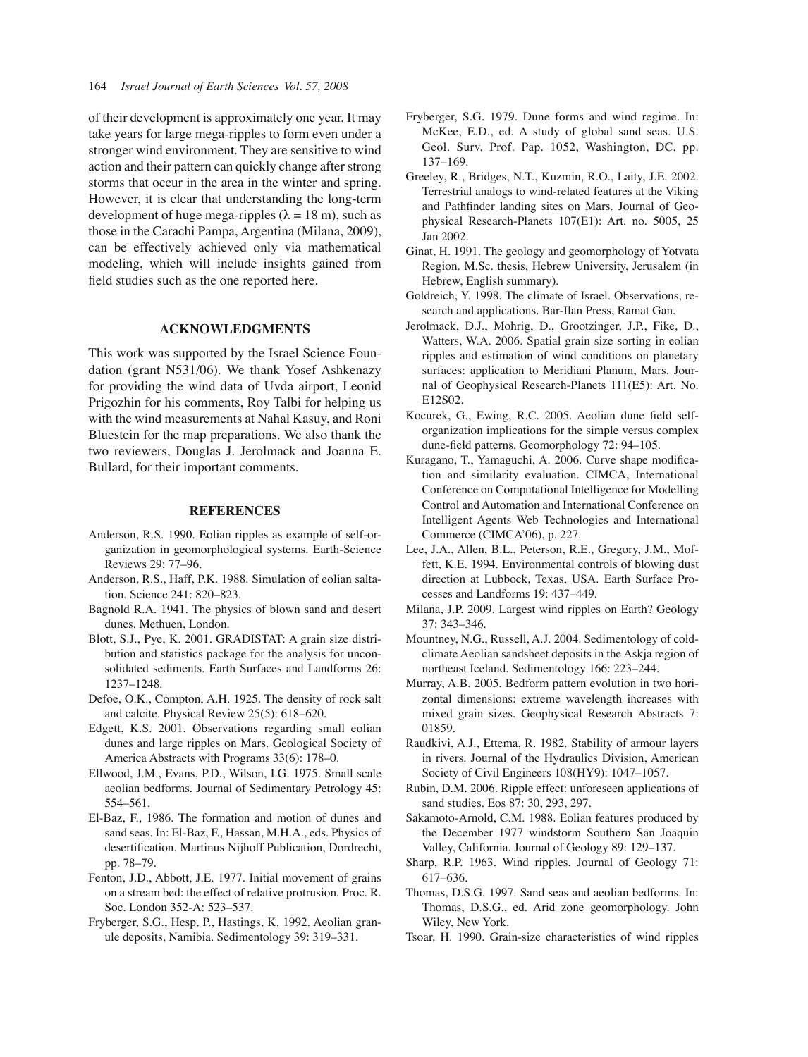of their development is approximately one year. It may take years for large mega-ripples to form even under a stronger wind environment. They are sensitive to wind action and their pattern can quickly change after strong storms that occur in the area in the winter and spring. However, it is clear that understanding the long-term development of huge mega-ripples ($\lambda = 18$ m), such as those in the Carachi Pampa, Argentina (Milana, 2009), can be effectively achieved only via mathematical modeling, which will include insights gained from field studies such as the one reported here.

## ACKNOWLEDGMENTS

This work was supported by the Israel Science Foundation (grant N531/06). We thank Yosef Ashkenazy for providing the wind data of Uvda airport, Leonid Prigozhin for his comments, Roy Talbi for helping us with the wind measurements at Nahal Kasuy, and Roni Bluestein for the map preparations. We also thank the two reviewers, Douglas J. Jerolmack and Joanna E. Bullard, for their important comments.

## REFERENCES

Anderson, R.S. 1990. Eolian ripples as example of self-organization in geomorphological systems. Earth-Science Reviews 29: 77–96.

Anderson, R.S., Haff, P.K. 1988. Simulation of eolian saltation. Science 241: 820–823.

Bagnold R.A. 1941. The physics of blown sand and desert dunes. Methuen, London.

Blott, S.J., Pye, K. 2001. GRADISTAT: A grain size distribution and statistics package for the analysis for unconsolidated sediments. Earth Surfaces and Landforms 26: 1237–1248.

Defoe, O.K., Compton, A.H. 1925. The density of rock salt and calcite. Physical Review 25(5): 618–620.

Edgett, K.S. 2001. Observations regarding small eolian dunes and large ripples on Mars. Geological Society of America Abstracts with Programs 33(6): 178–0.

Ellwood, J.M., Evans, P.D., Wilson, I.G. 1975. Small scale aeolian bedforms. Journal of Sedimentary Petrology 45: 554–561.

El-Baz, F., 1986. The formation and motion of dunes and sand seas. In: El-Baz, F., Hassan, M.H.A., eds. Physics of desertification. Martinus Nijhoff Publication, Dordrecht, pp. 78–79.

Fenton, J.D., Abbott, J.E. 1977. Initial movement of grains on a stream bed: the effect of relative protrusion. Proc. R. Soc. London 352-A: 523–537.

Fryberger, S.G., Hesp, P., Hastings, K. 1992. Aeolian granule deposits, Namibia. Sedimentology 39: 319–331.

Fryberger, S.G. 1979. Dune forms and wind regime. In: McKee, E.D., ed. A study of global sand seas. U.S. Geol. Surv. Prof. Pap. 1052, Washington, DC, pp. 137–169.

Greeley, R., Bridges, N.T., Kuzmin, R.O., Laity, J.E. 2002. Terrestrial analogs to wind-related features at the Viking and Pathfinder landing sites on Mars. Journal of Geophysical Research-Planets 107(E1): Art. no. 5005, 25 Jan 2002.

Ginat, H. 1991. The geology and geomorphology of Yotvata Region. M.Sc. thesis, Hebrew University, Jerusalem (in Hebrew, English summary).

Goldreich, Y. 1998. The climate of Israel. Observations, research and applications. Bar-Ilan Press, Ramat Gan.

Jerolmack, D.J., Mohrig, D., Grootzinger, J.P., Fike, D., Watters, W.A. 2006. Spatial grain size sorting in eolian ripples and estimation of wind conditions on planetary surfaces: application to Meridiani Planum, Mars. Journal of Geophysical Research-Planets 111(E5): Art. No. E12S02.

Kocurek, G., Ewing, R.C. 2005. Aeolian dune field self-organization implications for the simple versus complex dune-field patterns. Geomorphology 72: 94–105.

Kuragano, T., Yamaguchi, A. 2006. Curve shape modification and similarity evaluation. CIMCA, International Conference on Computational Intelligence for Modelling Control and Automation and International Conference on Intelligent Agents Web Technologies and International Commerce (CIMCA'06), p. 227.

Lee, J.A., Allen, B.L., Peterson, R.E., Gregory, J.M., Moffett, K.E. 1994. Environmental controls of blowing dust direction at Lubbock, Texas, USA. Earth Surface Processes and Landforms 19: 437–449.

Milana, J.P. 2009. Largest wind ripples on Earth? Geology 37: 343–346.

Mountney, N.G., Russell, A.J. 2004. Sedimentology of cold-climate Aeolian sandsheet deposits in the Askja region of northeast Iceland. Sedimentology 166: 223–244.

Murray, A.B. 2005. Bedform pattern evolution in two horizontal dimensions: extreme wavelength increases with mixed grain sizes. Geophysical Research Abstracts 7: 01859.

Raudkivi, A.J., Ettema, R. 1982. Stability of armour layers in rivers. Journal of the Hydraulics Division, American Society of Civil Engineers 108(HY9): 1047–1057.

Rubin, D.M. 2006. Ripple effect: unforeseen applications of sand studies. Eos 87: 30, 293, 297.

Sakamoto-Arnold, C.M. 1988. Eolian features produced by the December 1977 windstorm Southern San Joaquin Valley, California. Journal of Geology 89: 129–137.

Sharp, R.P. 1963. Wind ripples. Journal of Geology 71: 617–636.

Thomas, D.S.G. 1997. Sand seas and aeolian bedforms. In: Thomas, D.S.G., ed. Arid zone geomorphology. John Wiley, New York.

Tsoar, H. 1990. Grain-size characteristics of wind ripples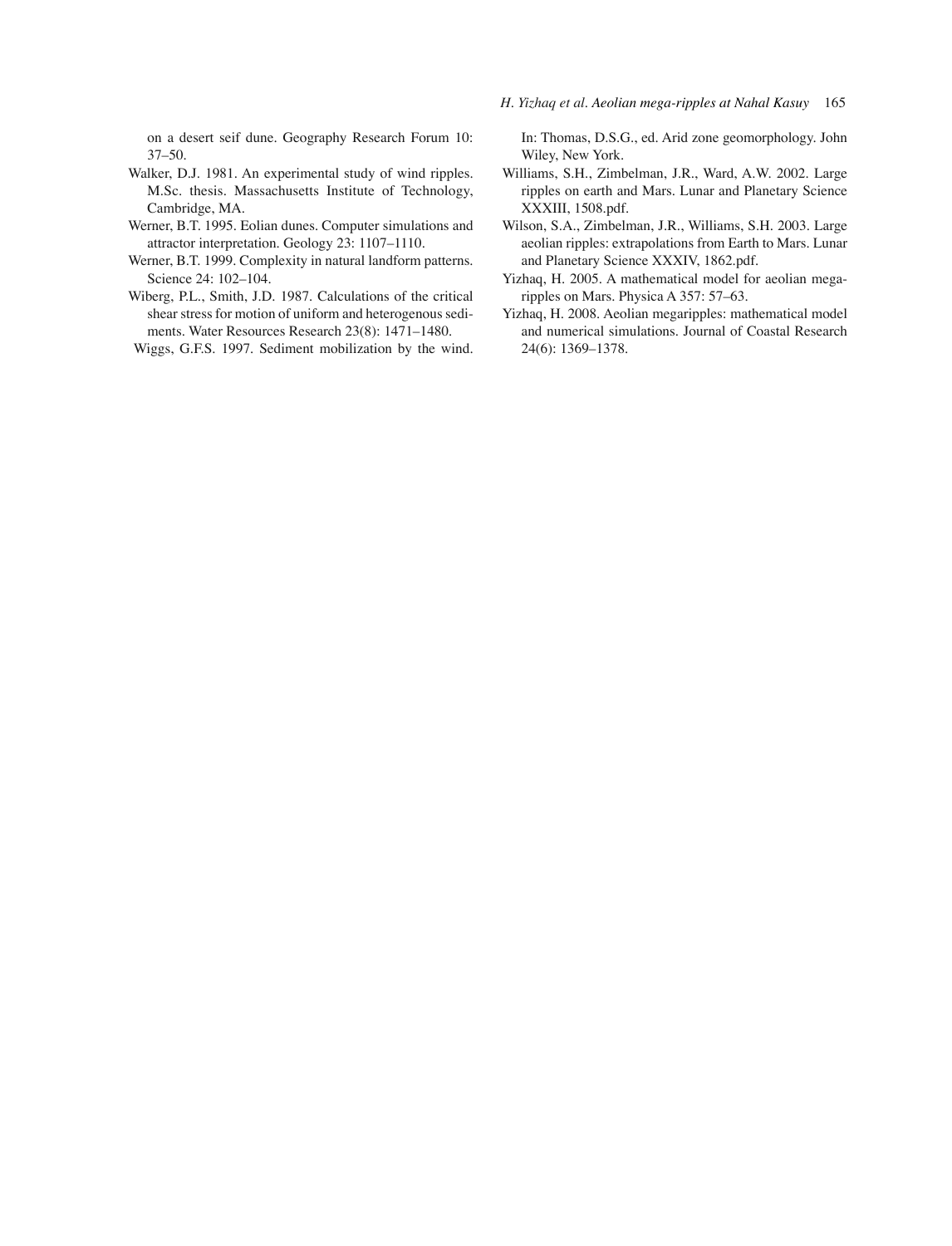on a desert seif dune. Geography Research Forum 10: 37–50.

Walker, D.J. 1981. An experimental study of wind ripples. M.Sc. thesis. Massachusetts Institute of Technology, Cambridge, MA.

Werner, B.T. 1995. Eolian dunes. Computer simulations and attractor interpretation. Geology 23: 1107–1110.

Werner, B.T. 1999. Complexity in natural landform patterns. Science 24: 102–104.

Wiberg, P.L., Smith, J.D. 1987. Calculations of the critical shear stress for motion of uniform and heterogenous sediments. Water Resources Research 23(8): 1471–1480.

Wiggs, G.F.S. 1997. Sediment mobilization by the wind. In: Thomas, D.S.G., ed. Arid zone geomorphology. John Wiley, New York.

Williams, S.H., Zimbelman, J.R., Ward, A.W. 2002. Large ripples on earth and Mars. Lunar and Planetary Science XXXIII, 1508.pdf.

Wilson, S.A., Zimbelman, J.R., Williams, S.H. 2003. Large aeolian ripples: extrapolations from Earth to Mars. Lunar and Planetary Science XXXIV, 1862.pdf.

Yizhaq, H. 2005. A mathematical model for aeolian mega-ripples on Mars. Physica A 357: 57–63.

Yizhaq, H. 2008. Aeolian megaripples: mathematical model and numerical simulations. Journal of Coastal Research 24(6): 1369–1378.